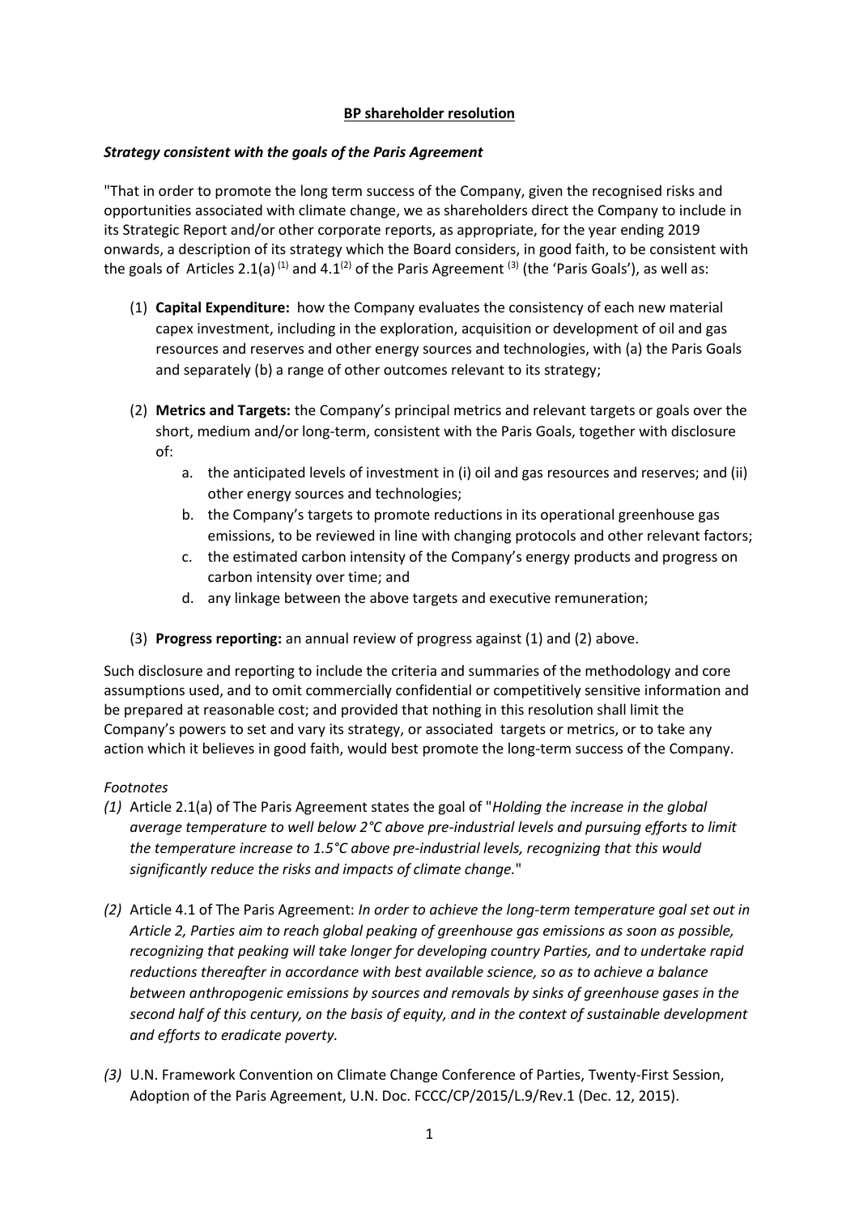# **BP shareholder resolution**

***Strategy consistent with the goals of the Paris Agreement***

"That in order to promote the long term success of the Company, given the recognised risks and opportunities associated with climate change, we as shareholders direct the Company to include in its Strategic Report and/or other corporate reports, as appropriate, for the year ending 2019 onwards, a description of its strategy which the Board considers, in good faith, to be consistent with the goals of Articles 2.1(a) [(1)] and 4.1[(2)] of the Paris Agreement [(3)] (the 'Paris Goals'), as well as:

(1) **Capital Expenditure:** how the Company evaluates the consistency of each new material capex investment, including in the exploration, acquisition or development of oil and gas resources and reserves and other energy sources and technologies, with (a) the Paris Goals and separately (b) a range of other outcomes relevant to its strategy;

(2) **Metrics and Targets:** the Company's principal metrics and relevant targets or goals over the short, medium and/or long-term, consistent with the Paris Goals, together with disclosure of:
   a. the anticipated levels of investment in (i) oil and gas resources and reserves; and (ii) other energy sources and technologies;
   b. the Company's targets to promote reductions in its operational greenhouse gas emissions, to be reviewed in line with changing protocols and other relevant factors;
   c. the estimated carbon intensity of the Company's energy products and progress on carbon intensity over time; and
   d. any linkage between the above targets and executive remuneration;

(3) **Progress reporting:** an annual review of progress against (1) and (2) above.

Such disclosure and reporting to include the criteria and summaries of the methodology and core assumptions used, and to omit commercially confidential or competitively sensitive information and be prepared at reasonable cost; and provided that nothing in this resolution shall limit the Company's powers to set and vary its strategy, or associated targets or metrics, or to take any action which it believes in good faith, would best promote the long-term success of the Company.

*Footnotes*

*(1)* Article 2.1(a) of The Paris Agreement states the goal of "*Holding the increase in the global average temperature to well below 2°C above pre-industrial levels and pursuing efforts to limit the temperature increase to 1.5°C above pre-industrial levels, recognizing that this would significantly reduce the risks and impacts of climate change.*"

*(2)* Article 4.1 of The Paris Agreement: *In order to achieve the long-term temperature goal set out in Article 2, Parties aim to reach global peaking of greenhouse gas emissions as soon as possible, recognizing that peaking will take longer for developing country Parties, and to undertake rapid reductions thereafter in accordance with best available science, so as to achieve a balance between anthropogenic emissions by sources and removals by sinks of greenhouse gases in the second half of this century, on the basis of equity, and in the context of sustainable development and efforts to eradicate poverty.*

*(3)* U.N. Framework Convention on Climate Change Conference of Parties, Twenty-First Session, Adoption of the Paris Agreement, U.N. Doc. FCCC/CP/2015/L.9/Rev.1 (Dec. 12, 2015).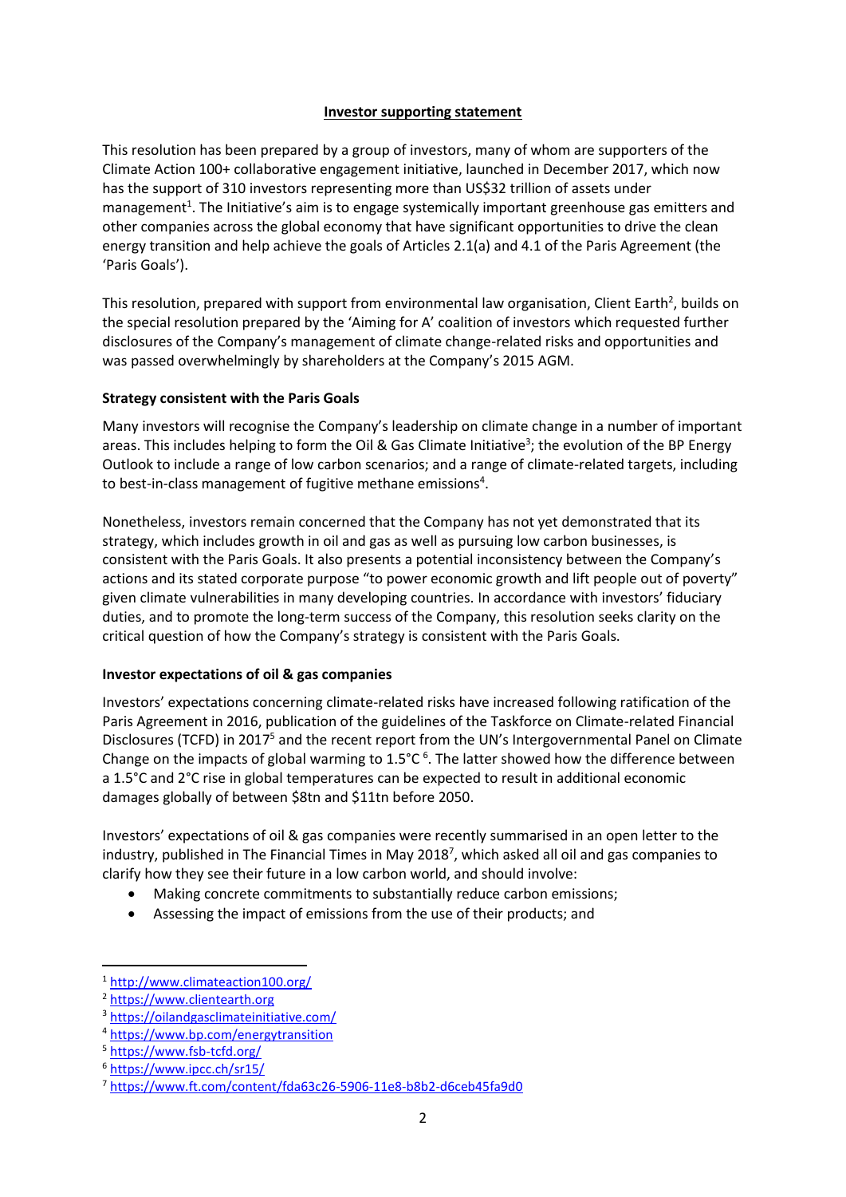**Investor supporting statement**

This resolution has been prepared by a group of investors, many of whom are supporters of the Climate Action 100+ collaborative engagement initiative, launched in December 2017, which now has the support of 310 investors representing more than US$32 trillion of assets under management[1]. The Initiative's aim is to engage systemically important greenhouse gas emitters and other companies across the global economy that have significant opportunities to drive the clean energy transition and help achieve the goals of Articles 2.1(a) and 4.1 of the Paris Agreement (the 'Paris Goals').

This resolution, prepared with support from environmental law organisation, Client Earth[2], builds on the special resolution prepared by the 'Aiming for A' coalition of investors which requested further disclosures of the Company's management of climate change-related risks and opportunities and was passed overwhelmingly by shareholders at the Company's 2015 AGM.

**Strategy consistent with the Paris Goals**

Many investors will recognise the Company's leadership on climate change in a number of important areas. This includes helping to form the Oil & Gas Climate Initiative[3]; the evolution of the BP Energy Outlook to include a range of low carbon scenarios; and a range of climate-related targets, including to best-in-class management of fugitive methane emissions[4].

Nonetheless, investors remain concerned that the Company has not yet demonstrated that its strategy, which includes growth in oil and gas as well as pursuing low carbon businesses, is consistent with the Paris Goals. It also presents a potential inconsistency between the Company's actions and its stated corporate purpose "to power economic growth and lift people out of poverty" given climate vulnerabilities in many developing countries. In accordance with investors' fiduciary duties, and to promote the long-term success of the Company, this resolution seeks clarity on the critical question of how the Company's strategy is consistent with the Paris Goals.

**Investor expectations of oil & gas companies**

Investors' expectations concerning climate-related risks have increased following ratification of the Paris Agreement in 2016, publication of the guidelines of the Taskforce on Climate-related Financial Disclosures (TCFD) in 2017[5] and the recent report from the UN's Intergovernmental Panel on Climate Change on the impacts of global warming to 1.5°C [6]. The latter showed how the difference between a 1.5°C and 2°C rise in global temperatures can be expected to result in additional economic damages globally of between $8tn and $11tn before 2050.

Investors' expectations of oil & gas companies were recently summarised in an open letter to the industry, published in The Financial Times in May 2018[7], which asked all oil and gas companies to clarify how they see their future in a low carbon world, and should involve:

- Making concrete commitments to substantially reduce carbon emissions;
- Assessing the impact of emissions from the use of their products; and

---

[1] http://www.climateaction100.org/
[2] https://www.clientearth.org
[3] https://oilandgasclimateinitiative.com/
[4] https://www.bp.com/energytransition
[5] https://www.fsb-tcfd.org/
[6] https://www.ipcc.ch/sr15/
[7] https://www.ft.com/content/fda63c26-5906-11e8-b8b2-d6ceb45fa9d0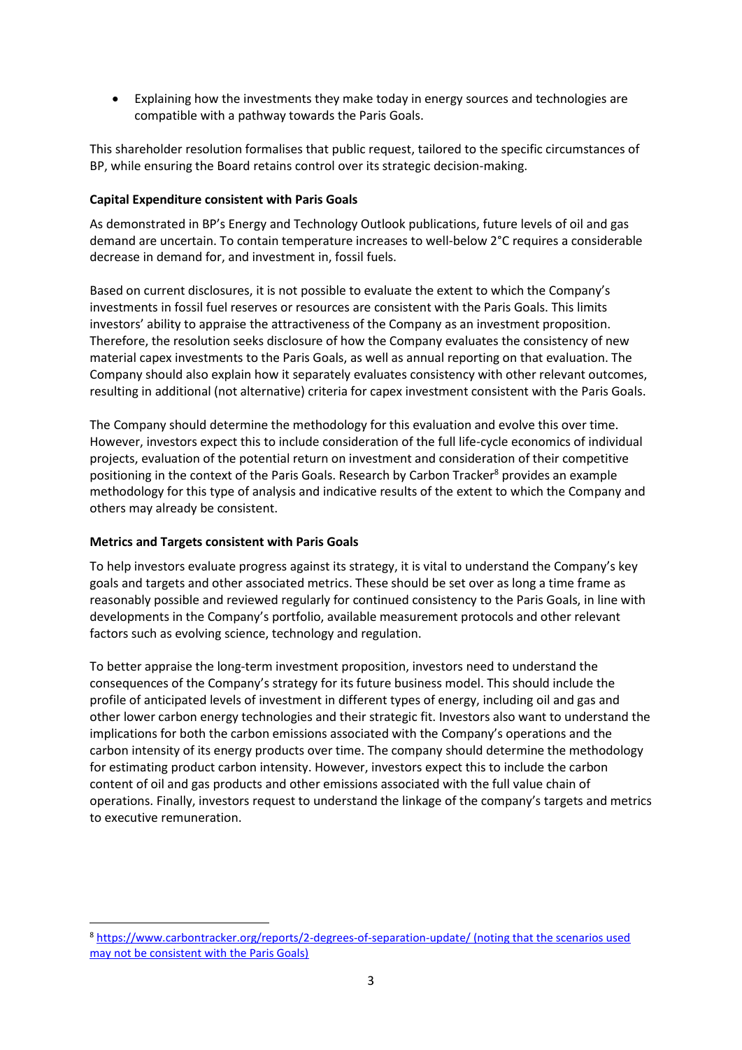- Explaining how the investments they make today in energy sources and technologies are compatible with a pathway towards the Paris Goals.

This shareholder resolution formalises that public request, tailored to the specific circumstances of BP, while ensuring the Board retains control over its strategic decision-making.

**Capital Expenditure consistent with Paris Goals**

As demonstrated in BP's Energy and Technology Outlook publications, future levels of oil and gas demand are uncertain. To contain temperature increases to well-below 2°C requires a considerable decrease in demand for, and investment in, fossil fuels.

Based on current disclosures, it is not possible to evaluate the extent to which the Company's investments in fossil fuel reserves or resources are consistent with the Paris Goals. This limits investors' ability to appraise the attractiveness of the Company as an investment proposition. Therefore, the resolution seeks disclosure of how the Company evaluates the consistency of new material capex investments to the Paris Goals, as well as annual reporting on that evaluation. The Company should also explain how it separately evaluates consistency with other relevant outcomes, resulting in additional (not alternative) criteria for capex investment consistent with the Paris Goals.

The Company should determine the methodology for this evaluation and evolve this over time. However, investors expect this to include consideration of the full life-cycle economics of individual projects, evaluation of the potential return on investment and consideration of their competitive positioning in the context of the Paris Goals. Research by Carbon Tracker[8] provides an example methodology for this type of analysis and indicative results of the extent to which the Company and others may already be consistent.

**Metrics and Targets consistent with Paris Goals**

To help investors evaluate progress against its strategy, it is vital to understand the Company's key goals and targets and other associated metrics. These should be set over as long a time frame as reasonably possible and reviewed regularly for continued consistency to the Paris Goals, in line with developments in the Company's portfolio, available measurement protocols and other relevant factors such as evolving science, technology and regulation.

To better appraise the long-term investment proposition, investors need to understand the consequences of the Company's strategy for its future business model. This should include the profile of anticipated levels of investment in different types of energy, including oil and gas and other lower carbon energy technologies and their strategic fit. Investors also want to understand the implications for both the carbon emissions associated with the Company's operations and the carbon intensity of its energy products over time. The company should determine the methodology for estimating product carbon intensity. However, investors expect this to include the carbon content of oil and gas products and other emissions associated with the full value chain of operations. Finally, investors request to understand the linkage of the company's targets and metrics to executive remuneration.

---

[8] https://www.carbontracker.org/reports/2-degrees-of-separation-update/ (noting that the scenarios used may not be consistent with the Paris Goals)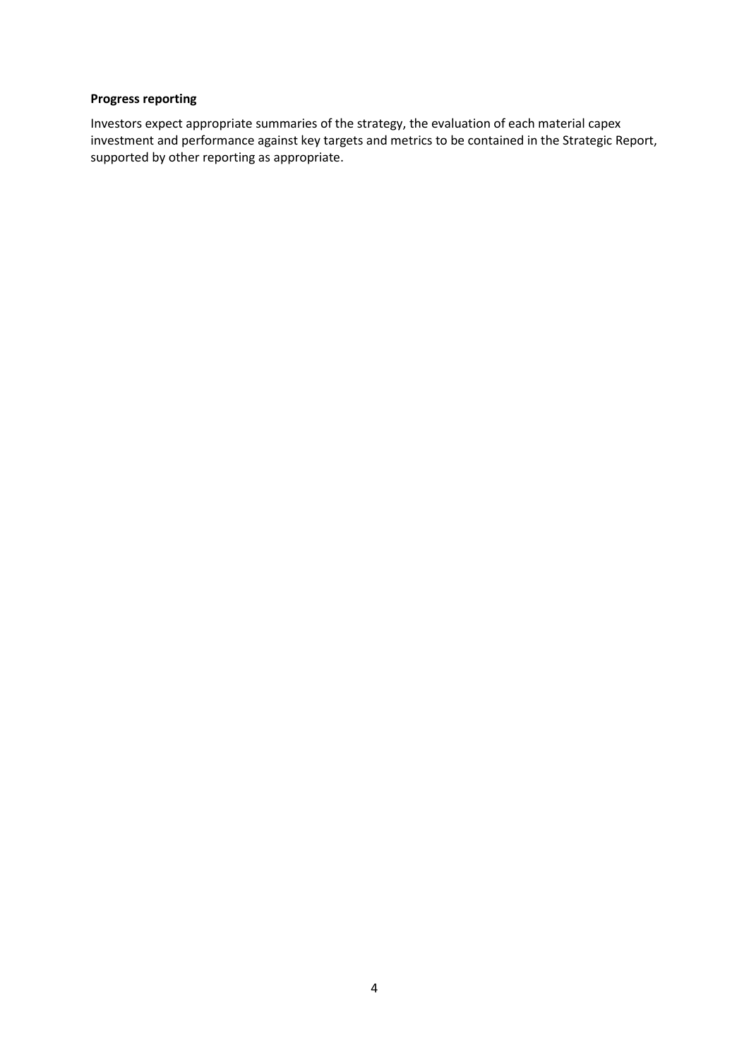**Progress reporting**

Investors expect appropriate summaries of the strategy, the evaluation of each material capex investment and performance against key targets and metrics to be contained in the Strategic Report, supported by other reporting as appropriate.